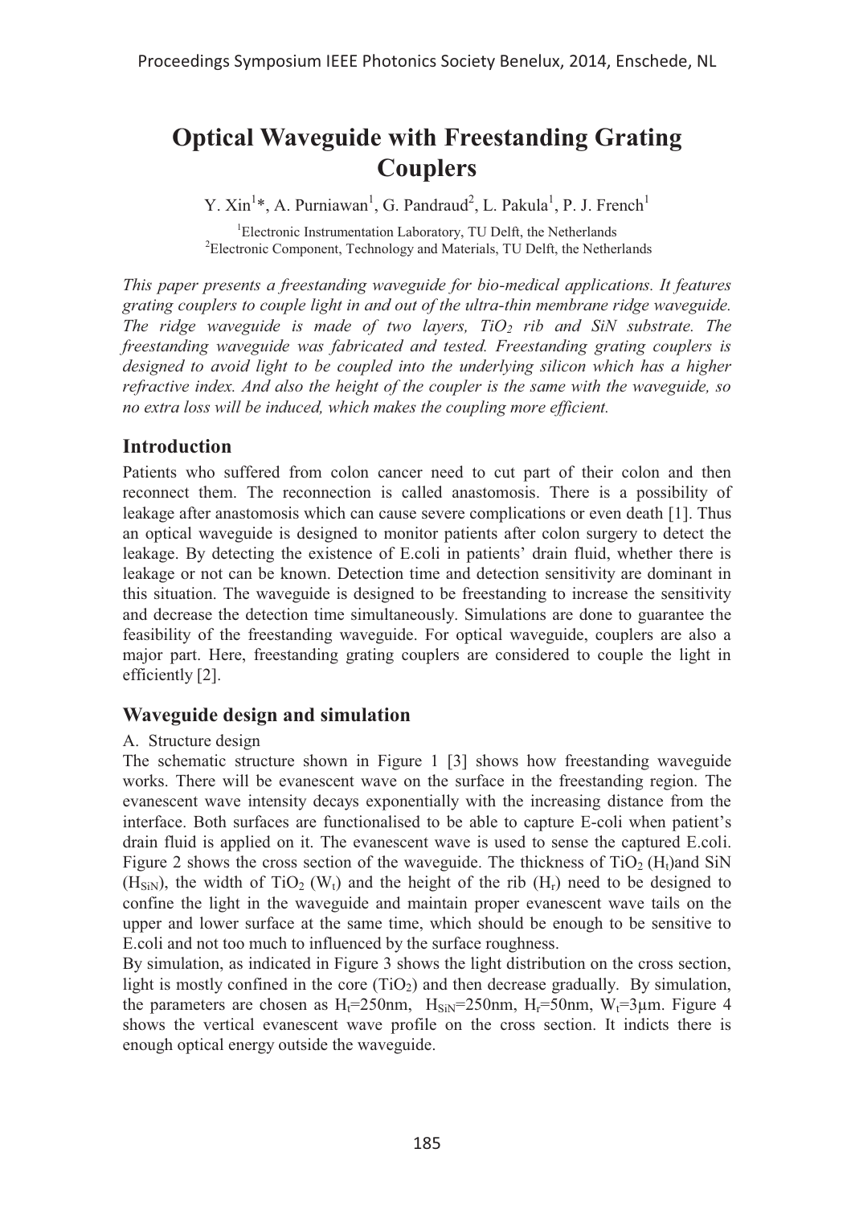# Optical Waveguide with Freestanding Grating Couplers

Y. Xin[1]*, A. Purniawan[1], G. Pandraud[2], L. Pakula[1], P. J. French[1]

[1]Electronic Instrumentation Laboratory, TU Delft, the Netherlands
[2]Electronic Component, Technology and Materials, TU Delft, the Netherlands

*This paper presents a freestanding waveguide for bio-medical applications. It features grating couplers to couple light in and out of the ultra-thin membrane ridge waveguide. The ridge waveguide is made of two layers, $TiO_2$ rib and SiN substrate. The freestanding waveguide was fabricated and tested. Freestanding grating couplers is designed to avoid light to be coupled into the underlying silicon which has a higher refractive index. And also the height of the coupler is the same with the waveguide, so no extra loss will be induced, which makes the coupling more efficient.*

## Introduction

Patients who suffered from colon cancer need to cut part of their colon and then reconnect them. The reconnection is called anastomosis. There is a possibility of leakage after anastomosis which can cause severe complications or even death [1]. Thus an optical waveguide is designed to monitor patients after colon surgery to detect the leakage. By detecting the existence of E.coli in patients' drain fluid, whether there is leakage or not can be known. Detection time and detection sensitivity are dominant in this situation. The waveguide is designed to be freestanding to increase the sensitivity and decrease the detection time simultaneously. Simulations are done to guarantee the feasibility of the freestanding waveguide. For optical waveguide, couplers are also a major part. Here, freestanding grating couplers are considered to couple the light in efficiently [2].

## Waveguide design and simulation

A. Structure design

The schematic structure shown in Figure 1 [3] shows how freestanding waveguide works. There will be evanescent wave on the surface in the freestanding region. The evanescent wave intensity decays exponentially with the increasing distance from the interface. Both surfaces are functionalised to be able to capture E-coli when patient's drain fluid is applied on it. The evanescent wave is used to sense the captured E.coli. Figure 2 shows the cross section of the waveguide. The thickness of $TiO_2$ ($H_t$)and SiN ($H_{SiN}$), the width of $TiO_2$ ($W_t$) and the height of the rib ($H_r$) need to be designed to confine the light in the waveguide and maintain proper evanescent wave tails on the upper and lower surface at the same time, which should be enough to be sensitive to E.coli and not too much to influenced by the surface roughness.

By simulation, as indicated in Figure 3 shows the light distribution on the cross section, light is mostly confined in the core ($TiO_2$) and then decrease gradually. By simulation, the parameters are chosen as $H_t$=250nm, $H_{SiN}$=250nm, $H_r$=50nm, $W_t$=3μm. Figure 4 shows the vertical evanescent wave profile on the cross section. It indicts there is enough optical energy outside the waveguide.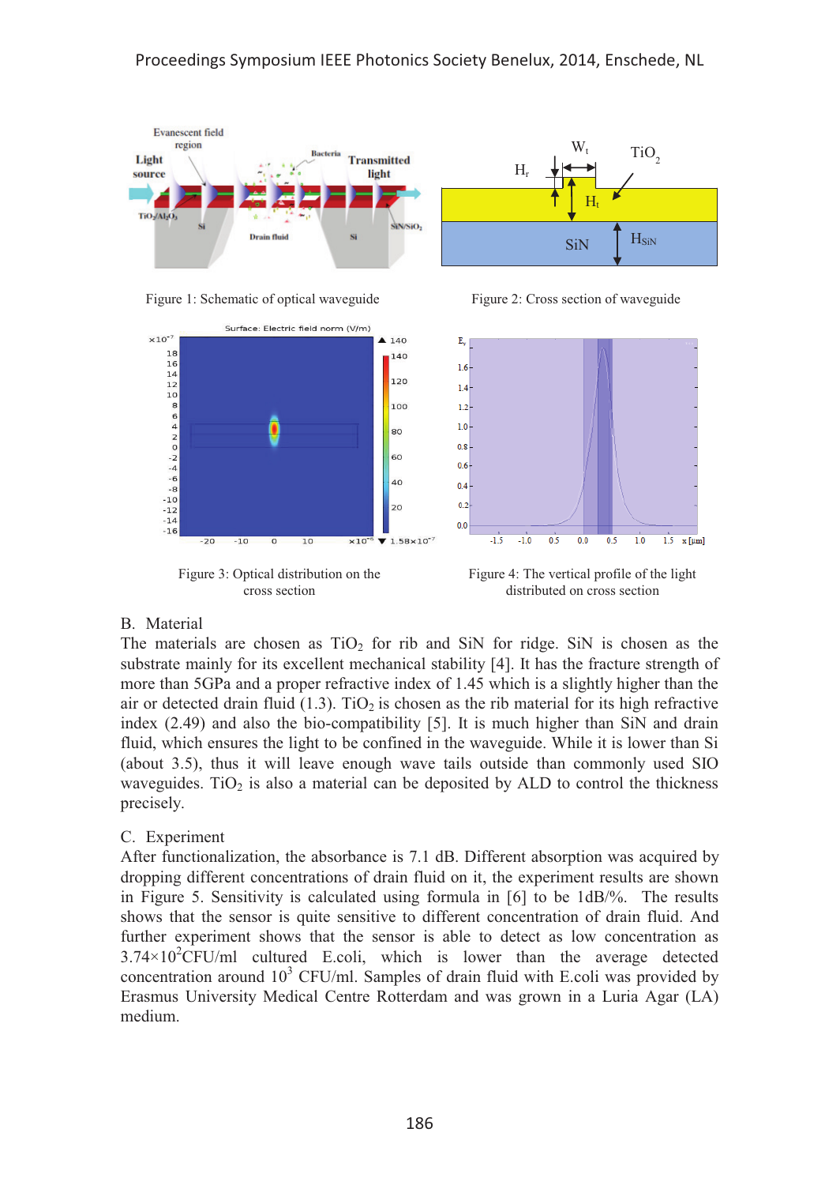Figure 1: Schematic of optical waveguide

Figure 2: Cross section of waveguide

Figure 3: Optical distribution on the cross section

Figure 4: The vertical profile of the light distributed on cross section

## B. Material

The materials are chosen as $TiO_2$ for rib and SiN for ridge. SiN is chosen as the substrate mainly for its excellent mechanical stability [4]. It has the fracture strength of more than 5GPa and a proper refractive index of 1.45 which is a slightly higher than the air or detected drain fluid (1.3). $TiO_2$ is chosen as the rib material for its high refractive index (2.49) and also the bio-compatibility [5]. It is much higher than SiN and drain fluid, which ensures the light to be confined in the waveguide. While it is lower than Si (about 3.5), thus it will leave enough wave tails outside than commonly used SIO waveguides. $TiO_2$ is also a material can be deposited by ALD to control the thickness precisely.

## C. Experiment

After functionalization, the absorbance is 7.1 dB. Different absorption was acquired by dropping different concentrations of drain fluid on it, the experiment results are shown in Figure 5. Sensitivity is calculated using formula in [6] to be 1dB/%. The results shows that the sensor is quite sensitive to different concentration of drain fluid. And further experiment shows that the sensor is able to detect as low concentration as $3.74\times10^2$CFU/ml cultured E.coli, which is lower than the average detected concentration around $10^3$ CFU/ml. Samples of drain fluid with E.coli was provided by Erasmus University Medical Centre Rotterdam and was grown in a Luria Agar (LA) medium.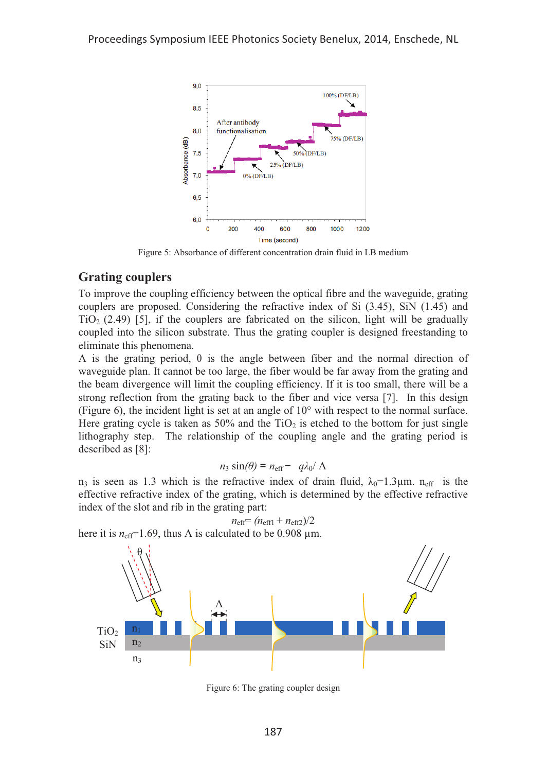Figure 5: Absorbance of different concentration drain fluid in LB medium

## Grating couplers

To improve the coupling efficiency between the optical fibre and the waveguide, grating couplers are proposed. Considering the refractive index of Si (3.45), SiN (1.45) and $TiO_2$ (2.49) [5], if the couplers are fabricated on the silicon, light will be gradually coupled into the silicon substrate. Thus the grating coupler is designed freestanding to eliminate this phenomena.

$\Lambda$ is the grating period, $\theta$ is the angle between fiber and the normal direction of waveguide plan. It cannot be too large, the fiber would be far away from the grating and the beam divergence will limit the coupling efficiency. If it is too small, there will be a strong reflection from the grating back to the fiber and vice versa [7]. In this design (Figure 6), the incident light is set at an angle of 10° with respect to the normal surface. Here grating cycle is taken as 50% and the $TiO_2$ is etched to the bottom for just single lithography step. The relationship of the coupling angle and the grating period is described as [8]:

$$n_3 \sin(\theta) = n_{eff} - q\lambda_0/\Lambda$$

$n_3$ is seen as 1.3 which is the refractive index of drain fluid, $\lambda_0$=1.3μm. $n_{eff}$ is the effective refractive index of the grating, which is determined by the effective refractive index of the slot and rib in the grating part:

$$n_{eff} = (n_{eff1} + n_{eff2})/2$$

here it is $n_{eff}$=1.69, thus $\Lambda$ is calculated to be 0.908 μm.

Figure 6: The grating coupler design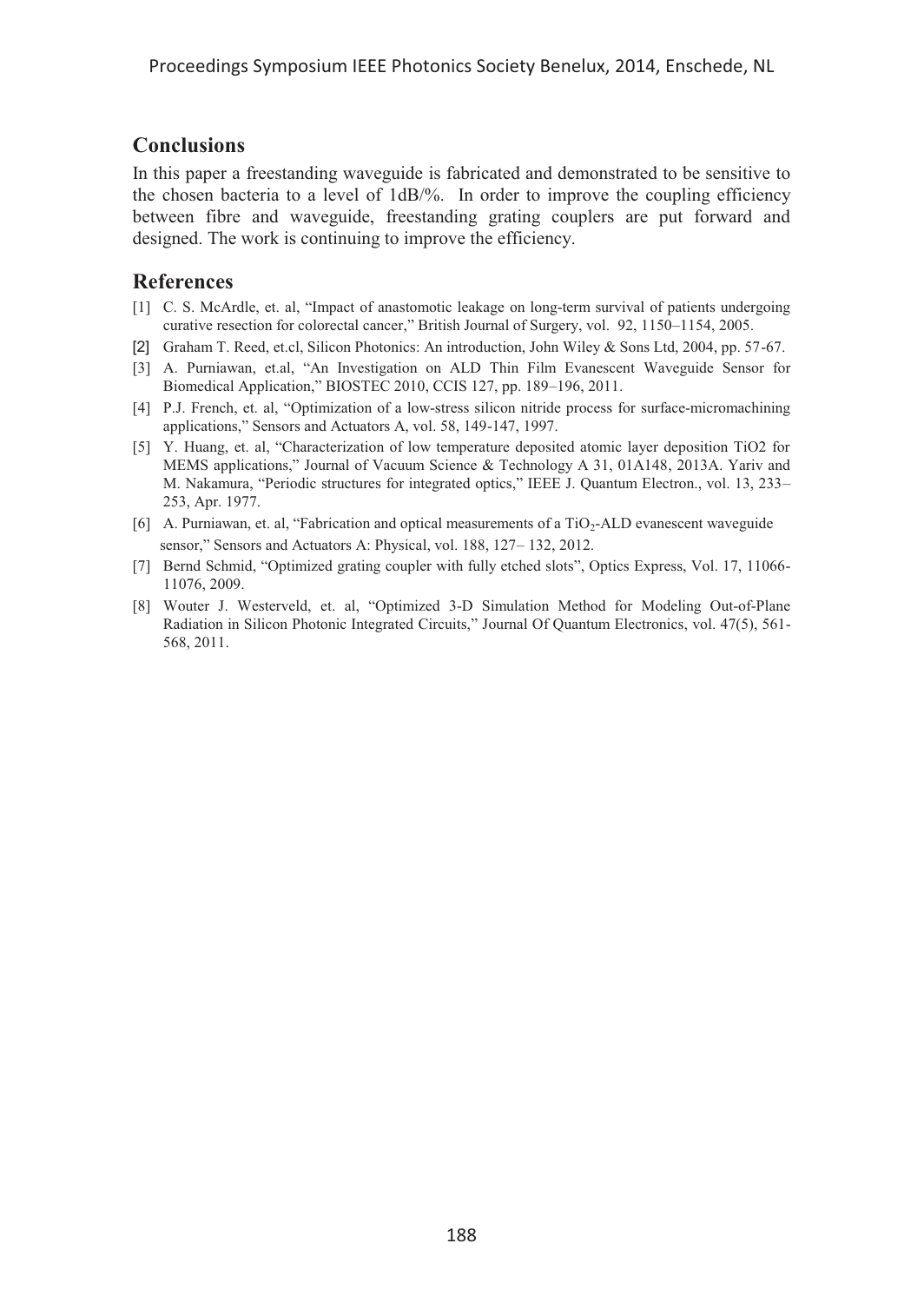## Conclusions

In this paper a freestanding waveguide is fabricated and demonstrated to be sensitive to the chosen bacteria to a level of 1dB/%. In order to improve the coupling efficiency between fibre and waveguide, freestanding grating couplers are put forward and designed. The work is continuing to improve the efficiency.

## References

[1] C. S. McArdle, et. al, "Impact of anastomotic leakage on long-term survival of patients undergoing curative resection for colorectal cancer," British Journal of Surgery, vol. 92, 1150–1154, 2005.

[2] Graham T. Reed, et.cl, Silicon Photonics: An introduction, John Wiley & Sons Ltd, 2004, pp. 57-67.

[3] A. Purniawan, et.al, "An Investigation on ALD Thin Film Evanescent Waveguide Sensor for Biomedical Application," BIOSTEC 2010, CCIS 127, pp. 189–196, 2011.

[4] P.J. French, et. al, "Optimization of a low-stress silicon nitride process for surface-micromachining applications," Sensors and Actuators A, vol. 58, 149-147, 1997.

[5] Y. Huang, et. al, "Characterization of low temperature deposited atomic layer deposition TiO2 for MEMS applications," Journal of Vacuum Science & Technology A 31, 01A148, 2013A. Yariv and M. Nakamura, "Periodic structures for integrated optics," IEEE J. Quantum Electron., vol. 13, 233–253, Apr. 1977.

[6] A. Purniawan, et. al, "Fabrication and optical measurements of a $TiO_2$-ALD evanescent waveguide sensor," Sensors and Actuators A: Physical, vol. 188, 127– 132, 2012.

[7] Bernd Schmid, "Optimized grating coupler with fully etched slots", Optics Express, Vol. 17, 11066-11076, 2009.

[8] Wouter J. Westerveld, et. al, "Optimized 3-D Simulation Method for Modeling Out-of-Plane Radiation in Silicon Photonic Integrated Circuits," Journal Of Quantum Electronics, vol. 47(5), 561-568, 2011.